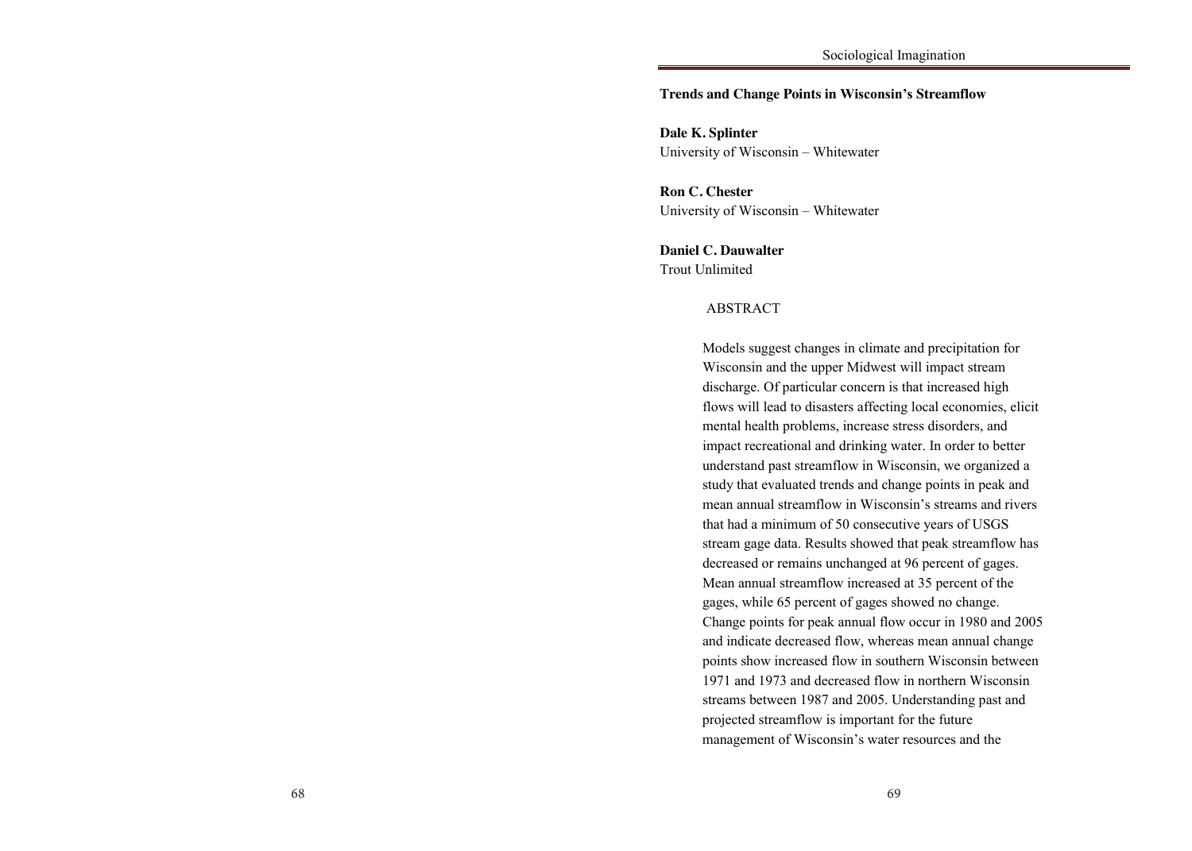# Trends and Change Points in Wisconsin's Streamflow

**Dale K. Splinter**
University of Wisconsin – Whitewater

**Ron C. Chester**
University of Wisconsin – Whitewater

**Daniel C. Dauwalter**
Trout Unlimited

## ABSTRACT

Models suggest changes in climate and precipitation for Wisconsin and the upper Midwest will impact stream discharge. Of particular concern is that increased high flows will lead to disasters affecting local economies, elicit mental health problems, increase stress disorders, and impact recreational and drinking water. In order to better understand past streamflow in Wisconsin, we organized a study that evaluated trends and change points in peak and mean annual streamflow in Wisconsin's streams and rivers that had a minimum of 50 consecutive years of USGS stream gage data. Results showed that peak streamflow has decreased or remains unchanged at 96 percent of gages. Mean annual streamflow increased at 35 percent of the gages, while 65 percent of gages showed no change. Change points for peak annual flow occur in 1980 and 2005 and indicate decreased flow, whereas mean annual change points show increased flow in southern Wisconsin between 1971 and 1973 and decreased flow in northern Wisconsin streams between 1987 and 2005. Understanding past and projected streamflow is important for the future management of Wisconsin's water resources and the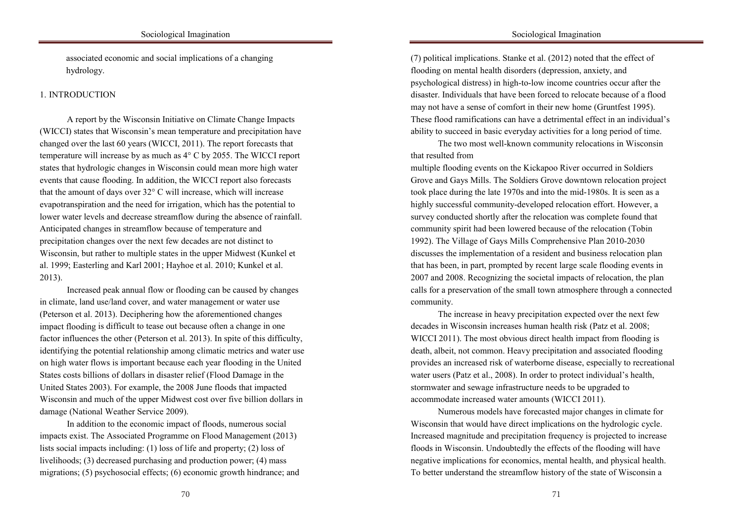associated economic and social implications of a changing hydrology.

## 1. INTRODUCTION

A report by the Wisconsin Initiative on Climate Change Impacts (WICCI) states that Wisconsin's mean temperature and precipitation have changed over the last 60 years (WICCI, 2011). The report forecasts that temperature will increase by as much as 4° C by 2055. The WICCI report states that hydrologic changes in Wisconsin could mean more high water events that cause flooding. In addition, the WICCI report also forecasts that the amount of days over 32° C will increase, which will increase evapotranspiration and the need for irrigation, which has the potential to lower water levels and decrease streamflow during the absence of rainfall. Anticipated changes in streamflow because of temperature and precipitation changes over the next few decades are not distinct to Wisconsin, but rather to multiple states in the upper Midwest (Kunkel et al. 1999; Easterling and Karl 2001; Hayhoe et al. 2010; Kunkel et al. 2013).

Increased peak annual flow or flooding can be caused by changes in climate, land use/land cover, and water management or water use (Peterson et al. 2013). Deciphering how the aforementioned changes impact flooding is difficult to tease out because often a change in one factor influences the other (Peterson et al. 2013). In spite of this difficulty, identifying the potential relationship among climatic metrics and water use on high water flows is important because each year flooding in the United States costs billions of dollars in disaster relief (Flood Damage in the United States 2003). For example, the 2008 June floods that impacted Wisconsin and much of the upper Midwest cost over five billion dollars in damage (National Weather Service 2009).

In addition to the economic impact of floods, numerous social impacts exist. The Associated Programme on Flood Management (2013) lists social impacts including: (1) loss of life and property; (2) loss of livelihoods; (3) decreased purchasing and production power; (4) mass migrations; (5) psychosocial effects; (6) economic growth hindrance; and (7) political implications. Stanke et al. (2012) noted that the effect of flooding on mental health disorders (depression, anxiety, and psychological distress) in high-to-low income countries occur after the disaster. Individuals that have been forced to relocate because of a flood may not have a sense of comfort in their new home (Gruntfest 1995). These flood ramifications can have a detrimental effect in an individual's ability to succeed in basic everyday activities for a long period of time.

The two most well-known community relocations in Wisconsin that resulted from multiple flooding events on the Kickapoo River occurred in Soldiers Grove and Gays Mills. The Soldiers Grove downtown relocation project took place during the late 1970s and into the mid-1980s. It is seen as a highly successful community-developed relocation effort. However, a survey conducted shortly after the relocation was complete found that community spirit had been lowered because of the relocation (Tobin 1992). The Village of Gays Mills Comprehensive Plan 2010-2030 discusses the implementation of a resident and business relocation plan that has been, in part, prompted by recent large scale flooding events in 2007 and 2008. Recognizing the societal impacts of relocation, the plan calls for a preservation of the small town atmosphere through a connected community.

The increase in heavy precipitation expected over the next few decades in Wisconsin increases human health risk (Patz et al. 2008; WICCI 2011). The most obvious direct health impact from flooding is death, albeit, not common. Heavy precipitation and associated flooding provides an increased risk of waterborne disease, especially to recreational water users (Patz et al., 2008). In order to protect individual's health, stormwater and sewage infrastructure needs to be upgraded to accommodate increased water amounts (WICCI 2011).

Numerous models have forecasted major changes in climate for Wisconsin that would have direct implications on the hydrologic cycle. Increased magnitude and precipitation frequency is projected to increase floods in Wisconsin. Undoubtedly the effects of the flooding will have negative implications for economics, mental health, and physical health. To better understand the streamflow history of the state of Wisconsin a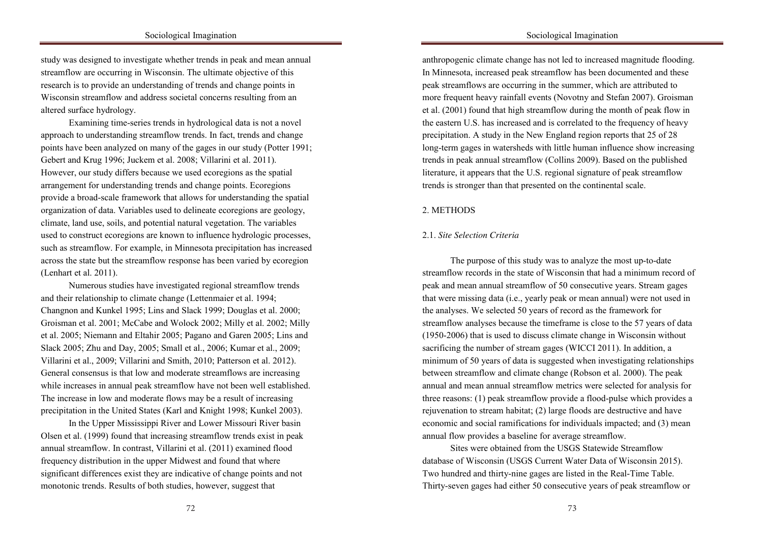study was designed to investigate whether trends in peak and mean annual streamflow are occurring in Wisconsin. The ultimate objective of this research is to provide an understanding of trends and change points in Wisconsin streamflow and address societal concerns resulting from an altered surface hydrology.

Examining time-series trends in hydrological data is not a novel approach to understanding streamflow trends. In fact, trends and change points have been analyzed on many of the gages in our study (Potter 1991; Gebert and Krug 1996; Juckem et al. 2008; Villarini et al. 2011). However, our study differs because we used ecoregions as the spatial arrangement for understanding trends and change points. Ecoregions provide a broad-scale framework that allows for understanding the spatial organization of data. Variables used to delineate ecoregions are geology, climate, land use, soils, and potential natural vegetation. The variables used to construct ecoregions are known to influence hydrologic processes, such as streamflow. For example, in Minnesota precipitation has increased across the state but the streamflow response has been varied by ecoregion (Lenhart et al. 2011).

Numerous studies have investigated regional streamflow trends and their relationship to climate change (Lettenmaier et al. 1994; Changnon and Kunkel 1995; Lins and Slack 1999; Douglas et al. 2000; Groisman et al. 2001; McCabe and Wolock 2002; Milly et al. 2002; Milly et al. 2005; Niemann and Eltahir 2005; Pagano and Garen 2005; Lins and Slack 2005; Zhu and Day, 2005; Small et al., 2006; Kumar et al., 2009; Villarini et al., 2009; Villarini and Smith, 2010; Patterson et al. 2012). General consensus is that low and moderate streamflows are increasing while increases in annual peak streamflow have not been well established. The increase in low and moderate flows may be a result of increasing precipitation in the United States (Karl and Knight 1998; Kunkel 2003).

In the Upper Mississippi River and Lower Missouri River basin Olsen et al. (1999) found that increasing streamflow trends exist in peak annual streamflow. In contrast, Villarini et al. (2011) examined flood frequency distribution in the upper Midwest and found that where significant differences exist they are indicative of change points and not monotonic trends. Results of both studies, however, suggest that anthropogenic climate change has not led to increased magnitude flooding. In Minnesota, increased peak streamflow has been documented and these peak streamflows are occurring in the summer, which are attributed to more frequent heavy rainfall events (Novotny and Stefan 2007). Groisman et al. (2001) found that high streamflow during the month of peak flow in the eastern U.S. has increased and is correlated to the frequency of heavy precipitation. A study in the New England region reports that 25 of 28 long-term gages in watersheds with little human influence show increasing trends in peak annual streamflow (Collins 2009). Based on the published literature, it appears that the U.S. regional signature of peak streamflow trends is stronger than that presented on the continental scale.

## 2. METHODS

### 2.1. *Site Selection Criteria*

The purpose of this study was to analyze the most up-to-date streamflow records in the state of Wisconsin that had a minimum record of peak and mean annual streamflow of 50 consecutive years. Stream gages that were missing data (i.e., yearly peak or mean annual) were not used in the analyses. We selected 50 years of record as the framework for streamflow analyses because the timeframe is close to the 57 years of data (1950-2006) that is used to discuss climate change in Wisconsin without sacrificing the number of stream gages (WICCI 2011). In addition, a minimum of 50 years of data is suggested when investigating relationships between streamflow and climate change (Robson et al. 2000). The peak annual and mean annual streamflow metrics were selected for analysis for three reasons: (1) peak streamflow provide a flood-pulse which provides a rejuvenation to stream habitat; (2) large floods are destructive and have economic and social ramifications for individuals impacted; and (3) mean annual flow provides a baseline for average streamflow.

Sites were obtained from the USGS Statewide Streamflow database of Wisconsin (USGS Current Water Data of Wisconsin 2015). Two hundred and thirty-nine gages are listed in the Real-Time Table. Thirty-seven gages had either 50 consecutive years of peak streamflow or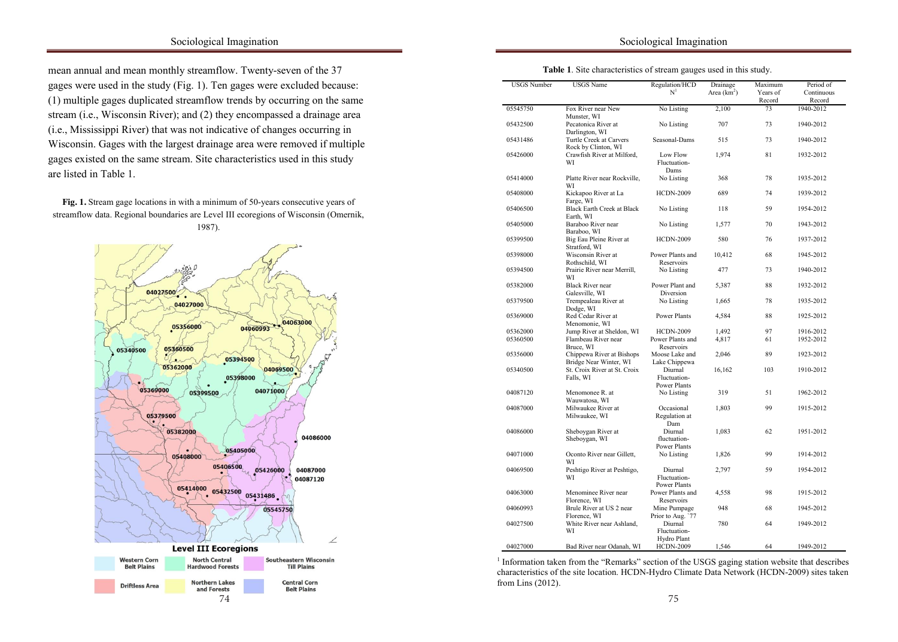mean annual and mean monthly streamflow. Twenty-seven of the 37 gages were used in the study (Fig. 1). Ten gages were excluded because: (1) multiple gages duplicated streamflow trends by occurring on the same stream (i.e., Wisconsin River); and (2) they encompassed a drainage area (i.e., Mississippi River) that was not indicative of changes occurring in Wisconsin. Gages with the largest drainage area were removed if multiple gages existed on the same stream. Site characteristics used in this study are listed in Table 1.

**Fig. 1.** Stream gage locations in with a minimum of 50-years consecutive years of streamflow data. Regional boundaries are Level III ecoregions of Wisconsin (Omernik, 1987).

**Table 1**. Site characteristics of stream gauges used in this study.

| USGS Number | USGS Name | Regulation/HCDN[1] | Drainage Area (km$^2$) | Maximum Years of Record | Period of Continuous Record |
|---|---|---|---|---|---|
| 05545750 | Fox River near New Munster, WI | No Listing | 2,100 | 73 | 1940-2012 |
| 05432500 | Pecatonica River at Darlington, WI | No Listing | 707 | 73 | 1940-2012 |
| 05431486 | Turtle Creek at Carvers Rock by Clinton, WI | Seasonal-Dams | 515 | 73 | 1940-2012 |
| 05426000 | Crawfish River at Milford, WI | Low Flow Fluctuation-Dams | 1,974 | 81 | 1932-2012 |
| 05414000 | Platte River near Rockville, WI | No Listing | 368 | 78 | 1935-2012 |
| 05408000 | Kickapoo River at La Farge, WI | HCDN-2009 | 689 | 74 | 1939-2012 |
| 05406500 | Black Earth Creek at Black Earth, WI | No Listing | 118 | 59 | 1954-2012 |
| 05405000 | Baraboo River near Baraboo, WI | No Listing | 1,577 | 70 | 1943-2012 |
| 05399500 | Big Eau Pleine River at Stratford, WI | HCDN-2009 | 580 | 76 | 1937-2012 |
| 05398000 | Wisconsin River at Rothschild, WI | Power Plants and Reservoirs | 10,412 | 68 | 1945-2012 |
| 05394500 | Prairie River near Merrill, WI | No Listing | 477 | 73 | 1940-2012 |
| 05382000 | Black River near Galesville, WI | Power Plant and Diversion | 5,387 | 88 | 1932-2012 |
| 05379500 | Trempealeau River at Dodge, WI | No Listing | 1,665 | 78 | 1935-2012 |
| 05369000 | Red Cedar River at Menomonie, WI | Power Plants | 4,584 | 88 | 1925-2012 |
| 05362000 | Jump River at Sheldon, WI | HCDN-2009 | 1,492 | 97 | 1916-2012 |
| 05360500 | Flambeau River near Bruce, WI | Power Plants and Reservoirs | 4,817 | 61 | 1952-2012 |
| 05356000 | Chippewa River at Bishops Bridge Near Winter, WI | Moose Lake and Lake Chippewa | 2,046 | 89 | 1923-2012 |
| 05340500 | St. Croix River at St. Croix Falls, WI | Diurnal Fluctuation-Power Plants | 16,162 | 103 | 1910-2012 |
| 04087120 | Menomonee R. at Wauwatosa, WI | No Listing | 319 | 51 | 1962-2012 |
| 04087000 | Milwaukee River at Milwaukee, WI | Occasional Regulation at Dam | 1,803 | 99 | 1915-2012 |
| 04086000 | Sheboygan River at Sheboygan, WI | Diurnal fluctuation-Power Plants | 1,083 | 62 | 1951-2012 |
| 04071000 | Oconto River near Gillett, WI | No Listing | 1,826 | 99 | 1914-2012 |
| 04069500 | Peshtigo River at Peshtigo, WI | Diurnal Fluctuation-Power Plants | 2,797 | 59 | 1954-2012 |
| 04063000 | Menominee River near Florence, WI | Power Plants and Reservoirs | 4,558 | 98 | 1915-2012 |
| 04060993 | Brule River at US 2 near Florence, WI | Mine Pumpage Prior to Aug. `77 | 948 | 68 | 1945-2012 |
| 04027500 | White River near Ashland, WI | Diurnal Fluctuation-Hydro Plant | 780 | 64 | 1949-2012 |
| 04027000 | Bad River near Odanah, WI | HCDN-2009 | 1,546 | 64 | 1949-2012 |

[1] Information taken from the "Remarks" section of the USGS gaging station website that describes characteristics of the site location. HCDN-Hydro Climate Data Network (HCDN-2009) sites taken from Lins (2012).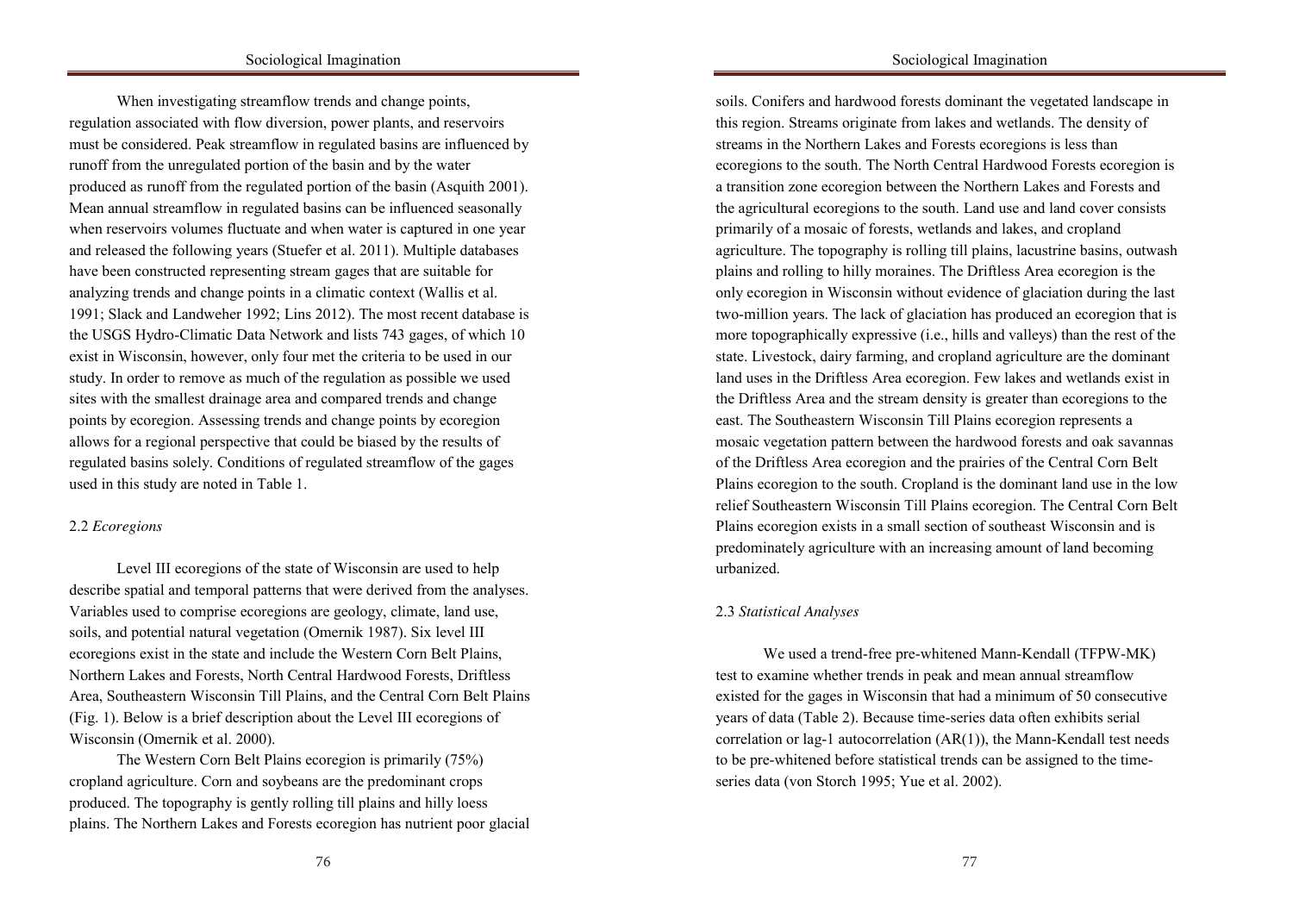When investigating streamflow trends and change points, regulation associated with flow diversion, power plants, and reservoirs must be considered. Peak streamflow in regulated basins are influenced by runoff from the unregulated portion of the basin and by the water produced as runoff from the regulated portion of the basin (Asquith 2001). Mean annual streamflow in regulated basins can be influenced seasonally when reservoirs volumes fluctuate and when water is captured in one year and released the following years (Stuefer et al. 2011). Multiple databases have been constructed representing stream gages that are suitable for analyzing trends and change points in a climatic context (Wallis et al. 1991; Slack and Landweher 1992; Lins 2012). The most recent database is the USGS Hydro-Climatic Data Network and lists 743 gages, of which 10 exist in Wisconsin, however, only four met the criteria to be used in our study. In order to remove as much of the regulation as possible we used sites with the smallest drainage area and compared trends and change points by ecoregion. Assessing trends and change points by ecoregion allows for a regional perspective that could be biased by the results of regulated basins solely. Conditions of regulated streamflow of the gages used in this study are noted in Table 1.

### 2.2 *Ecoregions*

Level III ecoregions of the state of Wisconsin are used to help describe spatial and temporal patterns that were derived from the analyses. Variables used to comprise ecoregions are geology, climate, land use, soils, and potential natural vegetation (Omernik 1987). Six level III ecoregions exist in the state and include the Western Corn Belt Plains, Northern Lakes and Forests, North Central Hardwood Forests, Driftless Area, Southeastern Wisconsin Till Plains, and the Central Corn Belt Plains (Fig. 1). Below is a brief description about the Level III ecoregions of Wisconsin (Omernik et al. 2000).

The Western Corn Belt Plains ecoregion is primarily (75%) cropland agriculture. Corn and soybeans are the predominant crops produced. The topography is gently rolling till plains and hilly loess plains. The Northern Lakes and Forests ecoregion has nutrient poor glacial soils. Conifers and hardwood forests dominant the vegetated landscape in this region. Streams originate from lakes and wetlands. The density of streams in the Northern Lakes and Forests ecoregions is less than ecoregions to the south. The North Central Hardwood Forests ecoregion is a transition zone ecoregion between the Northern Lakes and Forests and the agricultural ecoregions to the south. Land use and land cover consists primarily of a mosaic of forests, wetlands and lakes, and cropland agriculture. The topography is rolling till plains, lacustrine basins, outwash plains and rolling to hilly moraines. The Driftless Area ecoregion is the only ecoregion in Wisconsin without evidence of glaciation during the last two-million years. The lack of glaciation has produced an ecoregion that is more topographically expressive (i.e., hills and valleys) than the rest of the state. Livestock, dairy farming, and cropland agriculture are the dominant land uses in the Driftless Area ecoregion. Few lakes and wetlands exist in the Driftless Area and the stream density is greater than ecoregions to the east. The Southeastern Wisconsin Till Plains ecoregion represents a mosaic vegetation pattern between the hardwood forests and oak savannas of the Driftless Area ecoregion and the prairies of the Central Corn Belt Plains ecoregion to the south. Cropland is the dominant land use in the low relief Southeastern Wisconsin Till Plains ecoregion. The Central Corn Belt Plains ecoregion exists in a small section of southeast Wisconsin and is predominately agriculture with an increasing amount of land becoming urbanized.

### 2.3 *Statistical Analyses*

We used a trend-free pre-whitened Mann-Kendall (TFPW-MK) test to examine whether trends in peak and mean annual streamflow existed for the gages in Wisconsin that had a minimum of 50 consecutive years of data (Table 2). Because time-series data often exhibits serial correlation or lag-1 autocorrelation (AR(1)), the Mann-Kendall test needs to be pre-whitened before statistical trends can be assigned to the time-series data (von Storch 1995; Yue et al. 2002).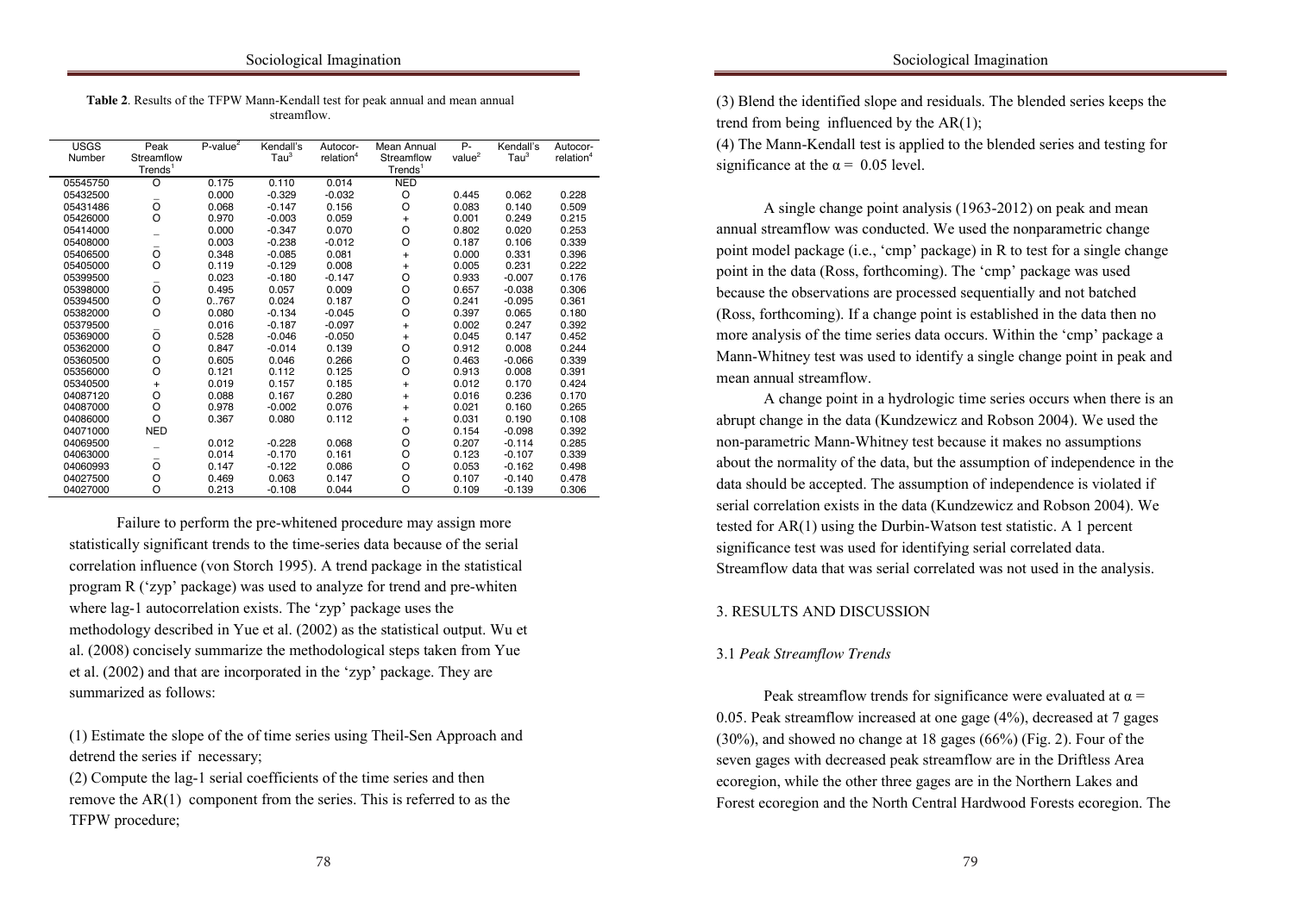**Table 2**. Results of the TFPW Mann-Kendall test for peak annual and mean annual streamflow.

| USGS Number | Peak Streamflow Trends[1] | P-value[2] | Kendall's Tau[3] | Autocorrelation[4] | Mean Annual Streamflow Trends[1] | P-value[2] | Kendall's Tau[3] | Autocorrelation[4] |
|---|---|---|---|---|---|---|---|---|
| 05545750 | O | 0.175 | 0.110 | 0.014 | NED | | | |
| 05432500 | _ | 0.000 | -0.329 | -0.032 | O | 0.445 | 0.062 | 0.228 |
| 05431486 | O | 0.068 | -0.147 | 0.156 | O | 0.083 | 0.140 | 0.509 |
| 05426000 | O | 0.970 | -0.003 | 0.059 | + | 0.001 | 0.249 | 0.215 |
| 05414000 | _ | 0.000 | -0.347 | 0.070 | O | 0.802 | 0.020 | 0.253 |
| 05408000 | _ | 0.003 | -0.238 | -0.012 | O | 0.187 | 0.106 | 0.339 |
| 05406500 | O | 0.348 | -0.085 | 0.081 | + | 0.000 | 0.331 | 0.396 |
| 05405000 | O | 0.119 | -0.129 | 0.008 | + | 0.005 | 0.231 | 0.222 |
| 05399500 | _ | 0.023 | -0.180 | -0.147 | O | 0.933 | -0.007 | 0.176 |
| 05398000 | O | 0.495 | 0.057 | 0.009 | O | 0.657 | -0.038 | 0.306 |
| 05394500 | O | 0..767 | 0.024 | 0.187 | O | 0.241 | -0.095 | 0.361 |
| 05382000 | O | 0.080 | -0.134 | -0.045 | O | 0.397 | 0.065 | 0.180 |
| 05379500 | _ | 0.016 | -0.187 | -0.097 | + | 0.002 | 0.247 | 0.392 |
| 05369000 | O | 0.528 | -0.046 | -0.050 | + | 0.045 | 0.147 | 0.452 |
| 05362000 | O | 0.847 | -0.014 | 0.139 | O | 0.912 | 0.008 | 0.244 |
| 05360500 | O | 0.605 | 0.046 | 0.266 | O | 0.463 | -0.066 | 0.339 |
| 05356000 | O | 0.121 | 0.112 | 0.125 | O | 0.913 | 0.008 | 0.391 |
| 05340500 | + | 0.019 | 0.157 | 0.185 | + | 0.012 | 0.170 | 0.424 |
| 04087120 | O | 0.088 | 0.167 | 0.280 | + | 0.016 | 0.236 | 0.170 |
| 04087000 | O | 0.978 | -0.002 | 0.076 | + | 0.021 | 0.160 | 0.265 |
| 04086000 | O | 0.367 | 0.080 | 0.112 | + | 0.031 | 0.190 | 0.108 |
| 04071000 | NED | | | | O | 0.154 | -0.098 | 0.392 |
| 04069500 | _ | 0.012 | -0.228 | 0.068 | O | 0.207 | -0.114 | 0.285 |
| 04063000 | _ | 0.014 | -0.170 | 0.161 | O | 0.123 | -0.107 | 0.339 |
| 04060993 | O | 0.147 | -0.122 | 0.086 | O | 0.053 | -0.162 | 0.498 |
| 04027500 | O | 0.469 | 0.063 | 0.147 | O | 0.107 | -0.140 | 0.478 |
| 04027000 | O | 0.213 | -0.108 | 0.044 | O | 0.109 | -0.139 | 0.306 |

Failure to perform the pre-whitened procedure may assign more statistically significant trends to the time-series data because of the serial correlation influence (von Storch 1995). A trend package in the statistical program R ('zyp' package) was used to analyze for trend and pre-whiten where lag-1 autocorrelation exists. The 'zyp' package uses the methodology described in Yue et al. (2002) as the statistical output. Wu et al. (2008) concisely summarize the methodological steps taken from Yue et al. (2002) and that are incorporated in the 'zyp' package. They are summarized as follows:

(1) Estimate the slope of the of time series using Theil-Sen Approach and detrend the series if necessary;

(2) Compute the lag-1 serial coefficients of the time series and then remove the AR(1) component from the series. This is referred to as the TFPW procedure;

(3) Blend the identified slope and residuals. The blended series keeps the trend from being influenced by the AR(1);

(4) The Mann-Kendall test is applied to the blended series and testing for significance at the $\alpha = 0.05$ level.

A single change point analysis (1963-2012) on peak and mean annual streamflow was conducted. We used the nonparametric change point model package (i.e., 'cmp' package) in R to test for a single change point in the data (Ross, forthcoming). The 'cmp' package was used because the observations are processed sequentially and not batched (Ross, forthcoming). If a change point is established in the data then no more analysis of the time series data occurs. Within the 'cmp' package a Mann-Whitney test was used to identify a single change point in peak and mean annual streamflow.

A change point in a hydrologic time series occurs when there is an abrupt change in the data (Kundzewicz and Robson 2004). We used the non-parametric Mann-Whitney test because it makes no assumptions about the normality of the data, but the assumption of independence in the data should be accepted. The assumption of independence is violated if serial correlation exists in the data (Kundzewicz and Robson 2004). We tested for AR(1) using the Durbin-Watson test statistic. A 1 percent significance test was used for identifying serial correlated data. Streamflow data that was serial correlated was not used in the analysis.

## 3. RESULTS AND DISCUSSION

### 3.1 *Peak Streamflow Trends*

Peak streamflow trends for significance were evaluated at $\alpha = 0.05$. Peak streamflow increased at one gage (4%), decreased at 7 gages (30%), and showed no change at 18 gages (66%) (Fig. 2). Four of the seven gages with decreased peak streamflow are in the Driftless Area ecoregion, while the other three gages are in the Northern Lakes and Forest ecoregion and the North Central Hardwood Forests ecoregion. The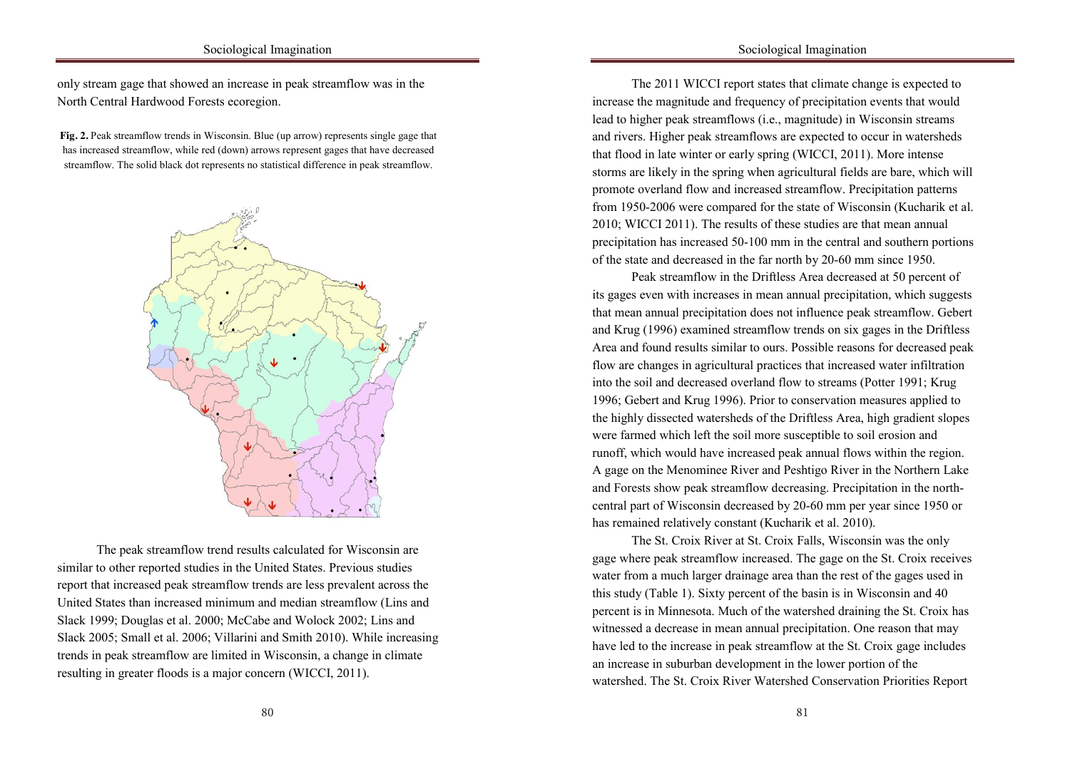only stream gage that showed an increase in peak streamflow was in the North Central Hardwood Forests ecoregion.

**Fig. 2.** Peak streamflow trends in Wisconsin. Blue (up arrow) represents single gage that has increased streamflow, while red (down) arrows represent gages that have decreased streamflow. The solid black dot represents no statistical difference in peak streamflow.

The peak streamflow trend results calculated for Wisconsin are similar to other reported studies in the United States. Previous studies report that increased peak streamflow trends are less prevalent across the United States than increased minimum and median streamflow (Lins and Slack 1999; Douglas et al. 2000; McCabe and Wolock 2002; Lins and Slack 2005; Small et al. 2006; Villarini and Smith 2010). While increasing trends in peak streamflow are limited in Wisconsin, a change in climate resulting in greater floods is a major concern (WICCI, 2011).

The 2011 WICCI report states that climate change is expected to increase the magnitude and frequency of precipitation events that would lead to higher peak streamflows (i.e., magnitude) in Wisconsin streams and rivers. Higher peak streamflows are expected to occur in watersheds that flood in late winter or early spring (WICCI, 2011). More intense storms are likely in the spring when agricultural fields are bare, which will promote overland flow and increased streamflow. Precipitation patterns from 1950-2006 were compared for the state of Wisconsin (Kucharik et al. 2010; WICCI 2011). The results of these studies are that mean annual precipitation has increased 50-100 mm in the central and southern portions of the state and decreased in the far north by 20-60 mm since 1950.

Peak streamflow in the Driftless Area decreased at 50 percent of its gages even with increases in mean annual precipitation, which suggests that mean annual precipitation does not influence peak streamflow. Gebert and Krug (1996) examined streamflow trends on six gages in the Driftless Area and found results similar to ours. Possible reasons for decreased peak flow are changes in agricultural practices that increased water infiltration into the soil and decreased overland flow to streams (Potter 1991; Krug 1996; Gebert and Krug 1996). Prior to conservation measures applied to the highly dissected watersheds of the Driftless Area, high gradient slopes were farmed which left the soil more susceptible to soil erosion and runoff, which would have increased peak annual flows within the region. A gage on the Menominee River and Peshtigo River in the Northern Lake and Forests show peak streamflow decreasing. Precipitation in the north-central part of Wisconsin decreased by 20-60 mm per year since 1950 or has remained relatively constant (Kucharik et al. 2010).

The St. Croix River at St. Croix Falls, Wisconsin was the only gage where peak streamflow increased. The gage on the St. Croix receives water from a much larger drainage area than the rest of the gages used in this study (Table 1). Sixty percent of the basin is in Wisconsin and 40 percent is in Minnesota. Much of the watershed draining the St. Croix has witnessed a decrease in mean annual precipitation. One reason that may have led to the increase in peak streamflow at the St. Croix gage includes an increase in suburban development in the lower portion of the watershed. The St. Croix River Watershed Conservation Priorities Report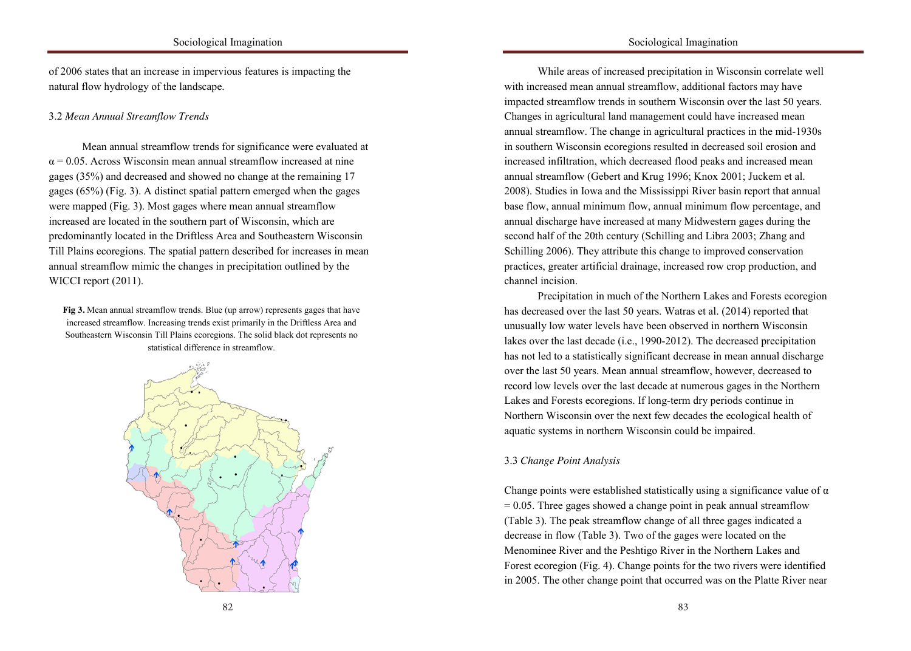of 2006 states that an increase in impervious features is impacting the natural flow hydrology of the landscape.

3.2 *Mean Annual Streamflow Trends*

Mean annual streamflow trends for significance were evaluated at $\alpha = 0.05$. Across Wisconsin mean annual streamflow increased at nine gages (35%) and decreased and showed no change at the remaining 17 gages (65%) (Fig. 3). A distinct spatial pattern emerged when the gages were mapped (Fig. 3). Most gages where mean annual streamflow increased are located in the southern part of Wisconsin, which are predominantly located in the Driftless Area and Southeastern Wisconsin Till Plains ecoregions. The spatial pattern described for increases in mean annual streamflow mimic the changes in precipitation outlined by the WICCI report (2011).

**Fig 3.** Mean annual streamflow trends. Blue (up arrow) represents gages that have increased streamflow. Increasing trends exist primarily in the Driftless Area and Southeastern Wisconsin Till Plains ecoregions. The solid black dot represents no statistical difference in streamflow.

While areas of increased precipitation in Wisconsin correlate well with increased mean annual streamflow, additional factors may have impacted streamflow trends in southern Wisconsin over the last 50 years. Changes in agricultural land management could have increased mean annual streamflow. The change in agricultural practices in the mid-1930s in southern Wisconsin ecoregions resulted in decreased soil erosion and increased infiltration, which decreased flood peaks and increased mean annual streamflow (Gebert and Krug 1996; Knox 2001; Juckem et al. 2008). Studies in Iowa and the Mississippi River basin report that annual base flow, annual minimum flow, annual minimum flow percentage, and annual discharge have increased at many Midwestern gages during the second half of the 20th century (Schilling and Libra 2003; Zhang and Schilling 2006). They attribute this change to improved conservation practices, greater artificial drainage, increased row crop production, and channel incision.

Precipitation in much of the Northern Lakes and Forests ecoregion has decreased over the last 50 years. Watras et al. (2014) reported that unusually low water levels have been observed in northern Wisconsin lakes over the last decade (i.e., 1990-2012). The decreased precipitation has not led to a statistically significant decrease in mean annual discharge over the last 50 years. Mean annual streamflow, however, decreased to record low levels over the last decade at numerous gages in the Northern Lakes and Forests ecoregions. If long-term dry periods continue in Northern Wisconsin over the next few decades the ecological health of aquatic systems in northern Wisconsin could be impaired.

3.3 *Change Point Analysis*

Change points were established statistically using a significance value of $\alpha = 0.05$. Three gages showed a change point in peak annual streamflow (Table 3). The peak streamflow change of all three gages indicated a decrease in flow (Table 3). Two of the gages were located on the Menominee River and the Peshtigo River in the Northern Lakes and Forest ecoregion (Fig. 4). Change points for the two rivers were identified in 2005. The other change point that occurred was on the Platte River near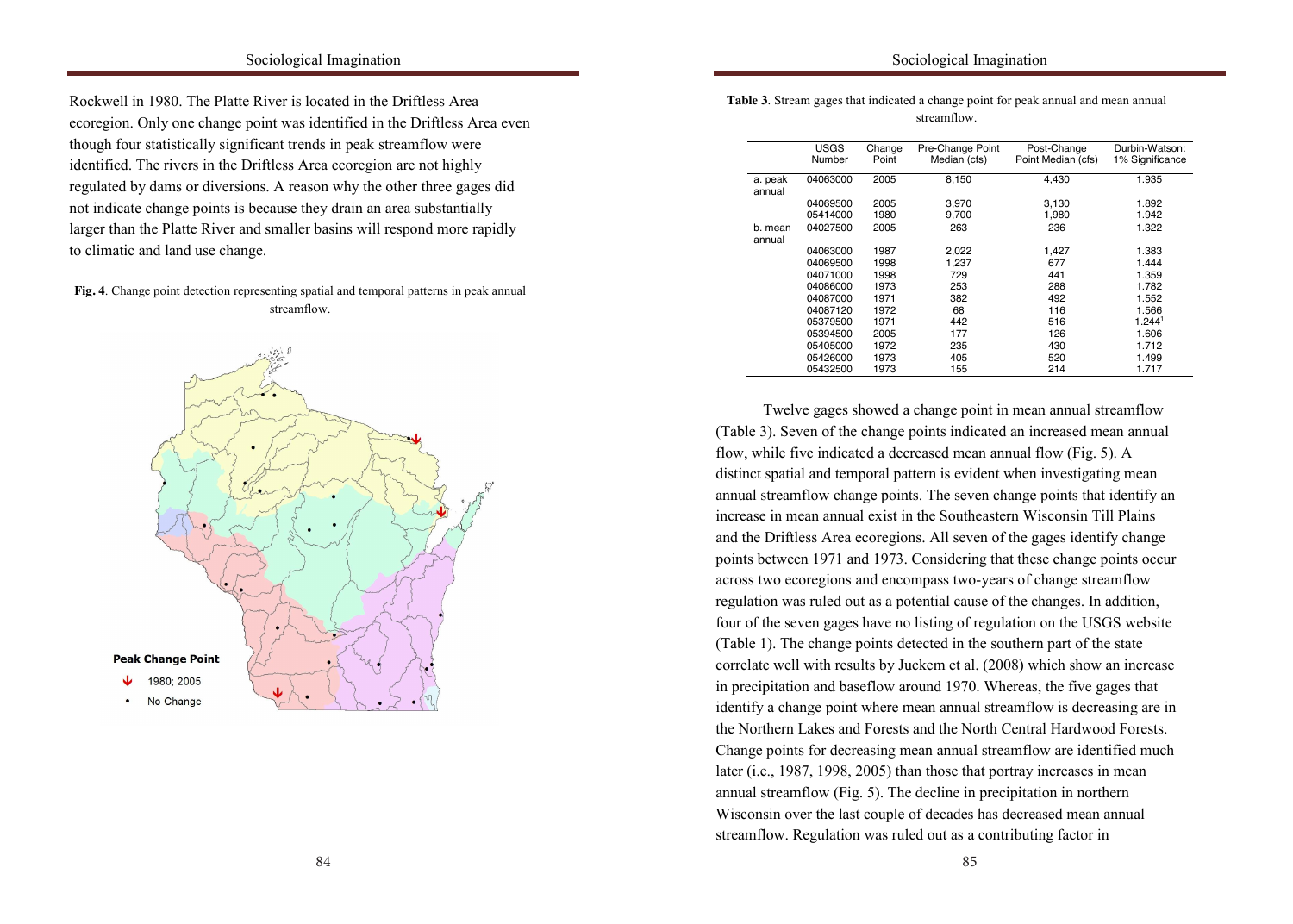Rockwell in 1980. The Platte River is located in the Driftless Area ecoregion. Only one change point was identified in the Driftless Area even though four statistically significant trends in peak streamflow were identified. The rivers in the Driftless Area ecoregion are not highly regulated by dams or diversions. A reason why the other three gages did not indicate change points is because they drain an area substantially larger than the Platte River and smaller basins will respond more rapidly to climatic and land use change.

**Fig. 4**. Change point detection representing spatial and temporal patterns in peak annual streamflow.

**Table 3**. Stream gages that indicated a change point for peak annual and mean annual streamflow.

| | USGS Number | Change Point | Pre-Change Point Median (cfs) | Post-Change Point Median (cfs) | Durbin-Watson: 1% Significance |
|---|---|---|---|---|---|
| a. peak annual | 04063000 | 2005 | 8,150 | 4,430 | 1.935 |
| | 04069500 | 2005 | 3,970 | 3,130 | 1.892 |
| | 05414000 | 1980 | 9,700 | 1,980 | 1.942 |
| b. mean annual | 04027500 | 2005 | 263 | 236 | 1.322 |
| | 04063000 | 1987 | 2,022 | 1,427 | 1.383 |
| | 04069500 | 1998 | 1,237 | 677 | 1.444 |
| | 04071000 | 1998 | 729 | 441 | 1.359 |
| | 04086000 | 1973 | 253 | 288 | 1.782 |
| | 04087000 | 1971 | 382 | 492 | 1.552 |
| | 04087120 | 1972 | 68 | 116 | 1.566 |
| | 05379500 | 1971 | 442 | 516 | 1.244[1] |
| | 05394500 | 2005 | 177 | 126 | 1.606 |
| | 05405000 | 1972 | 235 | 430 | 1.712 |
| | 05426000 | 1973 | 405 | 520 | 1.499 |
| | 05432500 | 1973 | 155 | 214 | 1.717 |

Twelve gages showed a change point in mean annual streamflow (Table 3). Seven of the change points indicated an increased mean annual flow, while five indicated a decreased mean annual flow (Fig. 5). A distinct spatial and temporal pattern is evident when investigating mean annual streamflow change points. The seven change points that identify an increase in mean annual exist in the Southeastern Wisconsin Till Plains and the Driftless Area ecoregions. All seven of the gages identify change points between 1971 and 1973. Considering that these change points occur across two ecoregions and encompass two-years of change streamflow regulation was ruled out as a potential cause of the changes. In addition, four of the seven gages have no listing of regulation on the USGS website (Table 1). The change points detected in the southern part of the state correlate well with results by Juckem et al. (2008) which show an increase in precipitation and baseflow around 1970. Whereas, the five gages that identify a change point where mean annual streamflow is decreasing are in the Northern Lakes and Forests and the North Central Hardwood Forests. Change points for decreasing mean annual streamflow are identified much later (i.e., 1987, 1998, 2005) than those that portray increases in mean annual streamflow (Fig. 5). The decline in precipitation in northern Wisconsin over the last couple of decades has decreased mean annual streamflow. Regulation was ruled out as a contributing factor in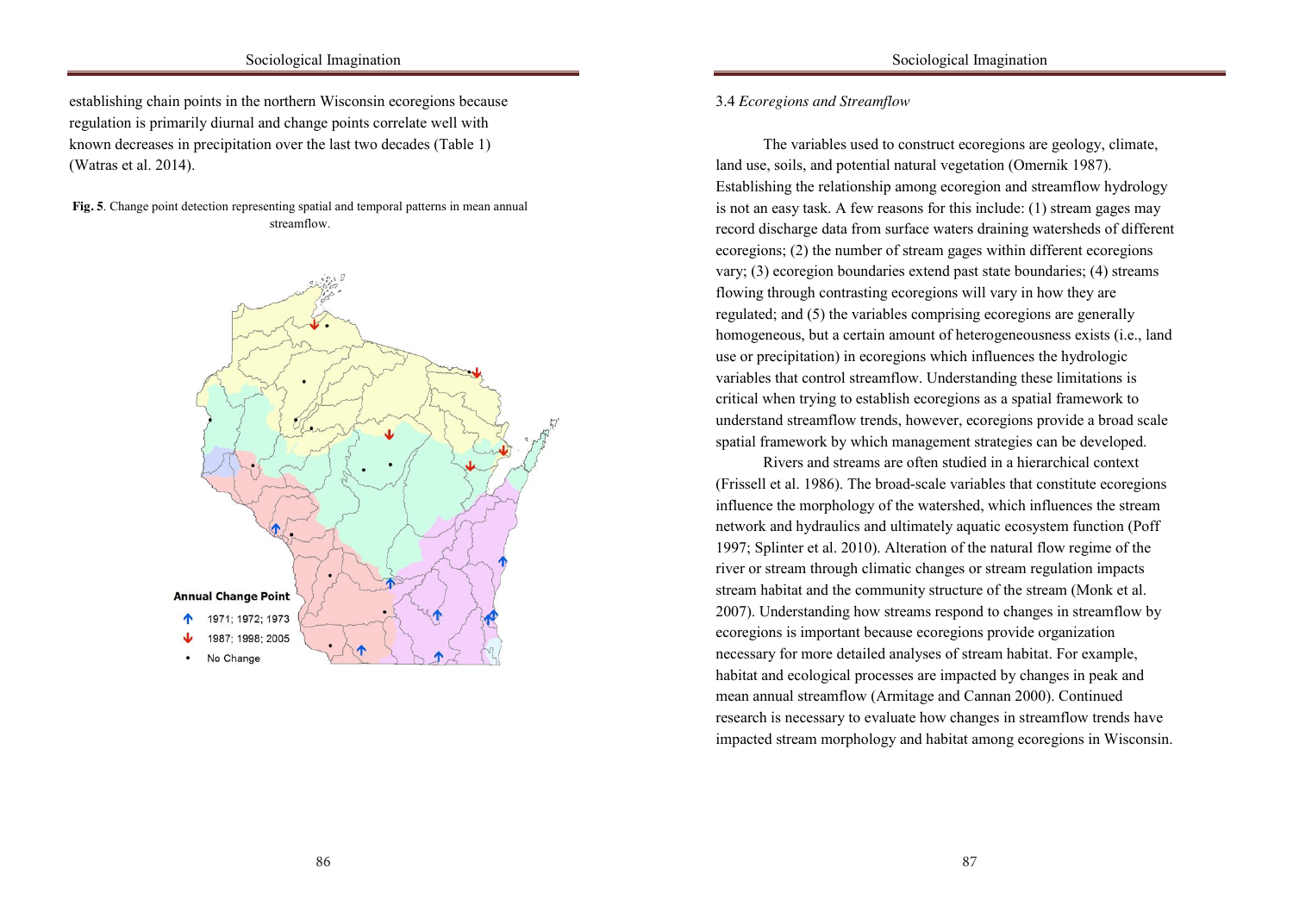establishing chain points in the northern Wisconsin ecoregions because regulation is primarily diurnal and change points correlate well with known decreases in precipitation over the last two decades (Table 1) (Watras et al. 2014).

**Fig. 5**. Change point detection representing spatial and temporal patterns in mean annual streamflow.

3.4 *Ecoregions and Streamflow*

The variables used to construct ecoregions are geology, climate, land use, soils, and potential natural vegetation (Omernik 1987). Establishing the relationship among ecoregion and streamflow hydrology is not an easy task. A few reasons for this include: (1) stream gages may record discharge data from surface waters draining watersheds of different ecoregions; (2) the number of stream gages within different ecoregions vary; (3) ecoregion boundaries extend past state boundaries; (4) streams flowing through contrasting ecoregions will vary in how they are regulated; and (5) the variables comprising ecoregions are generally homogeneous, but a certain amount of heterogeneousness exists (i.e., land use or precipitation) in ecoregions which influences the hydrologic variables that control streamflow. Understanding these limitations is critical when trying to establish ecoregions as a spatial framework to understand streamflow trends, however, ecoregions provide a broad scale spatial framework by which management strategies can be developed.

Rivers and streams are often studied in a hierarchical context (Frissell et al. 1986). The broad-scale variables that constitute ecoregions influence the morphology of the watershed, which influences the stream network and hydraulics and ultimately aquatic ecosystem function (Poff 1997; Splinter et al. 2010). Alteration of the natural flow regime of the river or stream through climatic changes or stream regulation impacts stream habitat and the community structure of the stream (Monk et al. 2007). Understanding how streams respond to changes in streamflow by ecoregions is important because ecoregions provide organization necessary for more detailed analyses of stream habitat. For example, habitat and ecological processes are impacted by changes in peak and mean annual streamflow (Armitage and Cannan 2000). Continued research is necessary to evaluate how changes in streamflow trends have impacted stream morphology and habitat among ecoregions in Wisconsin.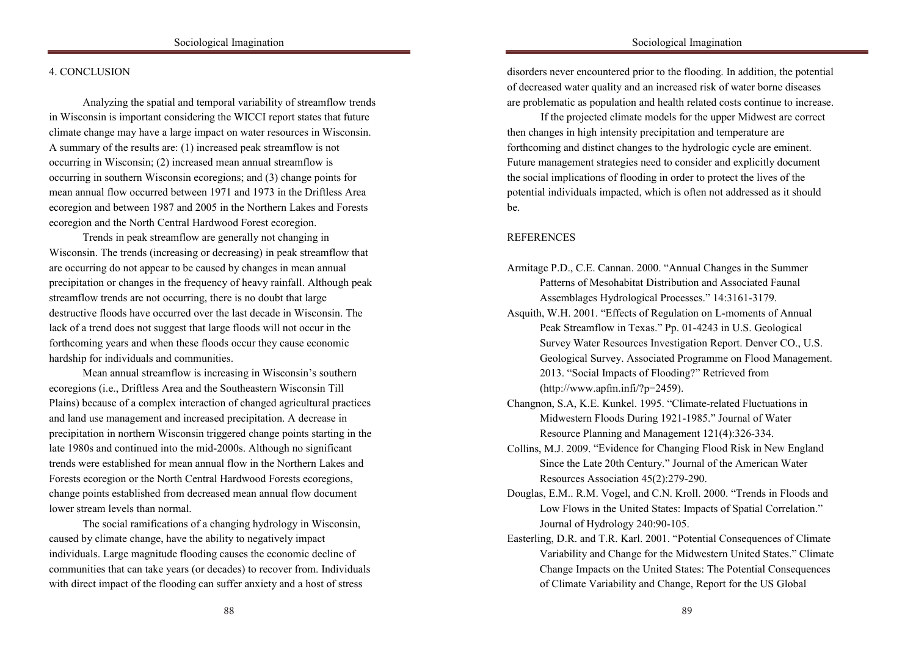## 4. CONCLUSION

Analyzing the spatial and temporal variability of streamflow trends in Wisconsin is important considering the WICCI report states that future climate change may have a large impact on water resources in Wisconsin. A summary of the results are: (1) increased peak streamflow is not occurring in Wisconsin; (2) increased mean annual streamflow is occurring in southern Wisconsin ecoregions; and (3) change points for mean annual flow occurred between 1971 and 1973 in the Driftless Area ecoregion and between 1987 and 2005 in the Northern Lakes and Forests ecoregion and the North Central Hardwood Forest ecoregion.

Trends in peak streamflow are generally not changing in Wisconsin. The trends (increasing or decreasing) in peak streamflow that are occurring do not appear to be caused by changes in mean annual precipitation or changes in the frequency of heavy rainfall. Although peak streamflow trends are not occurring, there is no doubt that large destructive floods have occurred over the last decade in Wisconsin. The lack of a trend does not suggest that large floods will not occur in the forthcoming years and when these floods occur they cause economic hardship for individuals and communities.

Mean annual streamflow is increasing in Wisconsin's southern ecoregions (i.e., Driftless Area and the Southeastern Wisconsin Till Plains) because of a complex interaction of changed agricultural practices and land use management and increased precipitation. A decrease in precipitation in northern Wisconsin triggered change points starting in the late 1980s and continued into the mid-2000s. Although no significant trends were established for mean annual flow in the Northern Lakes and Forests ecoregion or the North Central Hardwood Forests ecoregions, change points established from decreased mean annual flow document lower stream levels than normal.

The social ramifications of a changing hydrology in Wisconsin, caused by climate change, have the ability to negatively impact individuals. Large magnitude flooding causes the economic decline of communities that can take years (or decades) to recover from. Individuals with direct impact of the flooding can suffer anxiety and a host of stress disorders never encountered prior to the flooding. In addition, the potential of decreased water quality and an increased risk of water borne diseases are problematic as population and health related costs continue to increase.

If the projected climate models for the upper Midwest are correct then changes in high intensity precipitation and temperature are forthcoming and distinct changes to the hydrologic cycle are eminent. Future management strategies need to consider and explicitly document the social implications of flooding in order to protect the lives of the potential individuals impacted, which is often not addressed as it should be.

## REFERENCES

Armitage P.D., C.E. Cannan. 2000. "Annual Changes in the Summer Patterns of Mesohabitat Distribution and Associated Faunal Assemblages Hydrological Processes." 14:3161-3179.

Asquith, W.H. 2001. "Effects of Regulation on L-moments of Annual Peak Streamflow in Texas." Pp. 01-4243 in U.S. Geological Survey Water Resources Investigation Report. Denver CO., U.S. Geological Survey. Associated Programme on Flood Management. 2013. "Social Impacts of Flooding?" Retrieved from (http://www.apfm.infi/?p=2459).

Changnon, S.A, K.E. Kunkel. 1995. "Climate-related Fluctuations in Midwestern Floods During 1921-1985." Journal of Water Resource Planning and Management 121(4):326-334.

Collins, M.J. 2009. "Evidence for Changing Flood Risk in New England Since the Late 20th Century." Journal of the American Water Resources Association 45(2):279-290.

Douglas, E.M.. R.M. Vogel, and C.N. Kroll. 2000. "Trends in Floods and Low Flows in the United States: Impacts of Spatial Correlation." Journal of Hydrology 240:90-105.

Easterling, D.R. and T.R. Karl. 2001. "Potential Consequences of Climate Variability and Change for the Midwestern United States." Climate Change Impacts on the United States: The Potential Consequences of Climate Variability and Change, Report for the US Global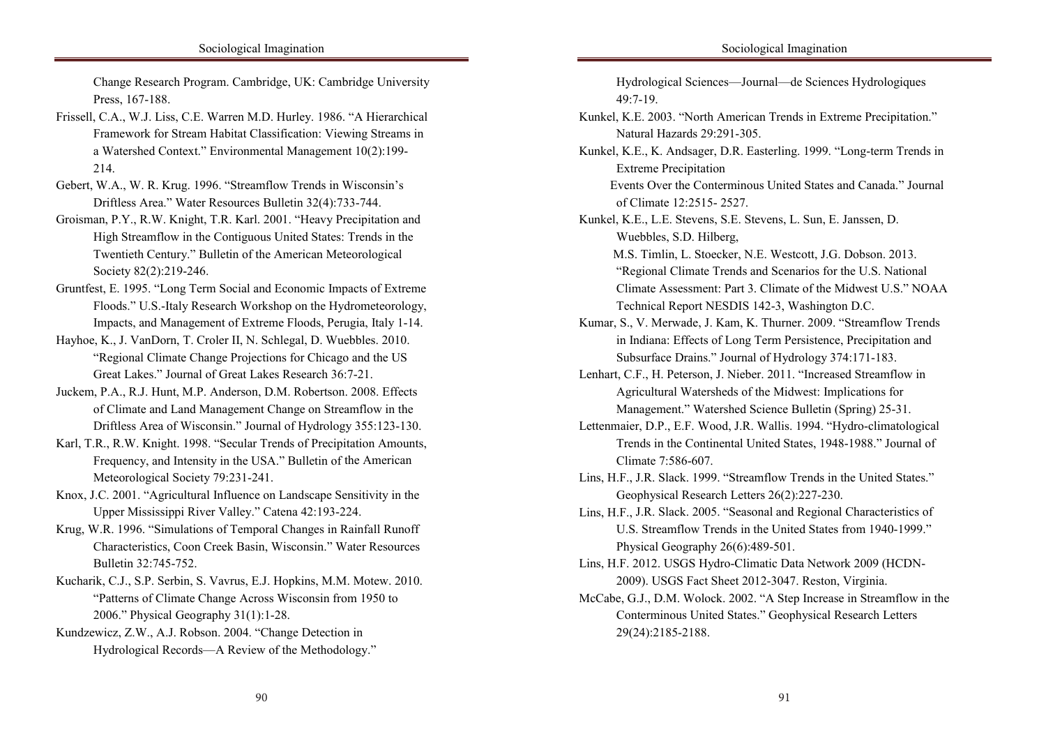Change Research Program. Cambridge, UK: Cambridge University Press, 167-188.

Frissell, C.A., W.J. Liss, C.E. Warren M.D. Hurley. 1986. "A Hierarchical Framework for Stream Habitat Classification: Viewing Streams in a Watershed Context." Environmental Management 10(2):199-214.

Gebert, W.A., W. R. Krug. 1996. "Streamflow Trends in Wisconsin's Driftless Area." Water Resources Bulletin 32(4):733-744.

Groisman, P.Y., R.W. Knight, T.R. Karl. 2001. "Heavy Precipitation and High Streamflow in the Contiguous United States: Trends in the Twentieth Century." Bulletin of the American Meteorological Society 82(2):219-246.

Gruntfest, E. 1995. "Long Term Social and Economic Impacts of Extreme Floods." U.S.-Italy Research Workshop on the Hydrometeorology, Impacts, and Management of Extreme Floods, Perugia, Italy 1-14.

Hayhoe, K., J. VanDorn, T. Croler II, N. Schlegal, D. Wuebbles. 2010. "Regional Climate Change Projections for Chicago and the US Great Lakes." Journal of Great Lakes Research 36:7-21.

Juckem, P.A., R.J. Hunt, M.P. Anderson, D.M. Robertson. 2008. Effects of Climate and Land Management Change on Streamflow in the Driftless Area of Wisconsin." Journal of Hydrology 355:123-130.

Karl, T.R., R.W. Knight. 1998. "Secular Trends of Precipitation Amounts, Frequency, and Intensity in the USA." Bulletin of the American Meteorological Society 79:231-241.

Knox, J.C. 2001. "Agricultural Influence on Landscape Sensitivity in the Upper Mississippi River Valley." Catena 42:193-224.

Krug, W.R. 1996. "Simulations of Temporal Changes in Rainfall Runoff Characteristics, Coon Creek Basin, Wisconsin." Water Resources Bulletin 32:745-752.

Kucharik, C.J., S.P. Serbin, S. Vavrus, E.J. Hopkins, M.M. Motew. 2010. "Patterns of Climate Change Across Wisconsin from 1950 to 2006." Physical Geography 31(1):1-28.

Kundzewicz, Z.W., A.J. Robson. 2004. "Change Detection in Hydrological Records—A Review of the Methodology." Hydrological Sciences—Journal—de Sciences Hydrologiques 49:7-19.

Kunkel, K.E. 2003. "North American Trends in Extreme Precipitation." Natural Hazards 29:291-305.

Kunkel, K.E., K. Andsager, D.R. Easterling. 1999. "Long-term Trends in Extreme Precipitation Events Over the Conterminous United States and Canada." Journal of Climate 12:2515- 2527.

Kunkel, K.E., L.E. Stevens, S.E. Stevens, L. Sun, E. Janssen, D. Wuebbles, S.D. Hilberg, M.S. Timlin, L. Stoecker, N.E. Westcott, J.G. Dobson. 2013. "Regional Climate Trends and Scenarios for the U.S. National Climate Assessment: Part 3. Climate of the Midwest U.S." NOAA Technical Report NESDIS 142-3, Washington D.C.

Kumar, S., V. Merwade, J. Kam, K. Thurner. 2009. "Streamflow Trends in Indiana: Effects of Long Term Persistence, Precipitation and Subsurface Drains." Journal of Hydrology 374:171-183.

Lenhart, C.F., H. Peterson, J. Nieber. 2011. "Increased Streamflow in Agricultural Watersheds of the Midwest: Implications for Management." Watershed Science Bulletin (Spring) 25-31.

Lettenmaier, D.P., E.F. Wood, J.R. Wallis. 1994. "Hydro-climatological Trends in the Continental United States, 1948-1988." Journal of Climate 7:586-607.

Lins, H.F., J.R. Slack. 1999. "Streamflow Trends in the United States." Geophysical Research Letters 26(2):227-230.

Lins, H.F., J.R. Slack. 2005. "Seasonal and Regional Characteristics of U.S. Streamflow Trends in the United States from 1940-1999." Physical Geography 26(6):489-501.

Lins, H.F. 2012. USGS Hydro-Climatic Data Network 2009 (HCDN-2009). USGS Fact Sheet 2012-3047. Reston, Virginia.

McCabe, G.J., D.M. Wolock. 2002. "A Step Increase in Streamflow in the Conterminous United States." Geophysical Research Letters 29(24):2185-2188.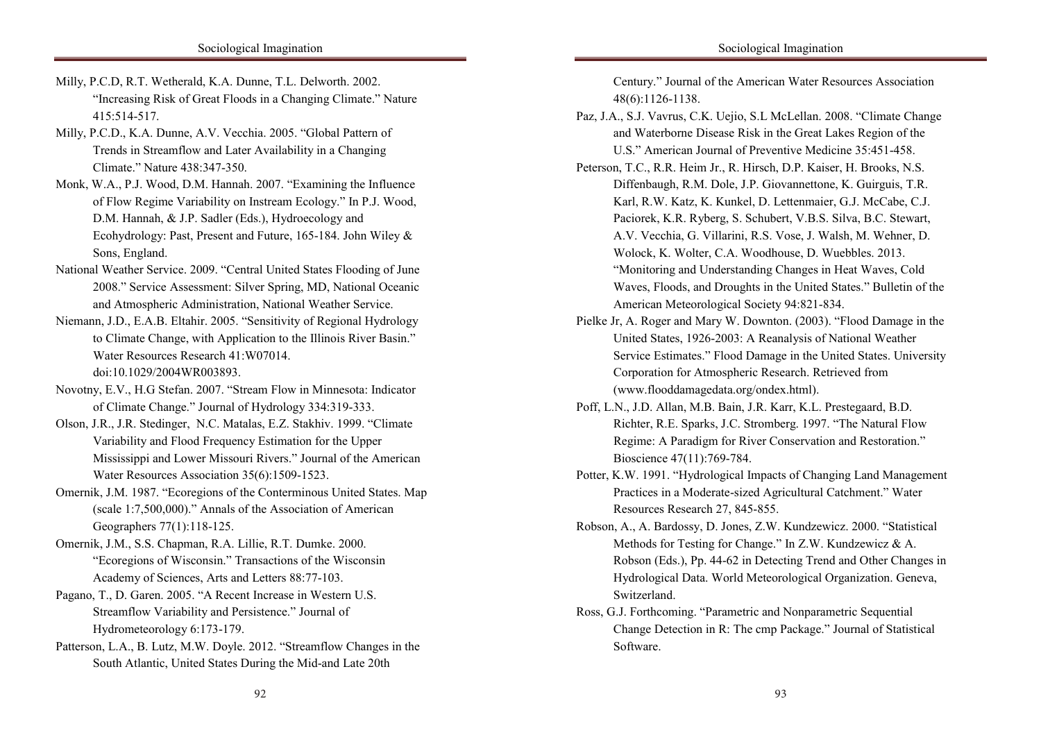Milly, P.C.D, R.T. Wetherald, K.A. Dunne, T.L. Delworth. 2002. "Increasing Risk of Great Floods in a Changing Climate." Nature 415:514-517.

Milly, P.C.D., K.A. Dunne, A.V. Vecchia. 2005. "Global Pattern of Trends in Streamflow and Later Availability in a Changing Climate." Nature 438:347-350.

Monk, W.A., P.J. Wood, D.M. Hannah. 2007. "Examining the Influence of Flow Regime Variability on Instream Ecology." In P.J. Wood, D.M. Hannah, & J.P. Sadler (Eds.), Hydroecology and Ecohydrology: Past, Present and Future, 165-184. John Wiley & Sons, England.

National Weather Service. 2009. "Central United States Flooding of June 2008." Service Assessment: Silver Spring, MD, National Oceanic and Atmospheric Administration, National Weather Service.

Niemann, J.D., E.A.B. Eltahir. 2005. "Sensitivity of Regional Hydrology to Climate Change, with Application to the Illinois River Basin." Water Resources Research 41:W07014. doi:10.1029/2004WR003893.

Novotny, E.V., H.G Stefan. 2007. "Stream Flow in Minnesota: Indicator of Climate Change." Journal of Hydrology 334:319-333.

Olson, J.R., J.R. Stedinger, N.C. Matalas, E.Z. Stakhiv. 1999. "Climate Variability and Flood Frequency Estimation for the Upper Mississippi and Lower Missouri Rivers." Journal of the American Water Resources Association 35(6):1509-1523.

Omernik, J.M. 1987. "Ecoregions of the Conterminous United States. Map (scale 1:7,500,000)." Annals of the Association of American Geographers 77(1):118-125.

Omernik, J.M., S.S. Chapman, R.A. Lillie, R.T. Dumke. 2000. "Ecoregions of Wisconsin." Transactions of the Wisconsin Academy of Sciences, Arts and Letters 88:77-103.

Pagano, T., D. Garen. 2005. "A Recent Increase in Western U.S. Streamflow Variability and Persistence." Journal of Hydrometeorology 6:173-179.

Patterson, L.A., B. Lutz, M.W. Doyle. 2012. "Streamflow Changes in the South Atlantic, United States During the Mid-and Late 20th Century." Journal of the American Water Resources Association 48(6):1126-1138.

Paz, J.A., S.J. Vavrus, C.K. Uejio, S.L McLellan. 2008. "Climate Change and Waterborne Disease Risk in the Great Lakes Region of the U.S." American Journal of Preventive Medicine 35:451-458.

Peterson, T.C., R.R. Heim Jr., R. Hirsch, D.P. Kaiser, H. Brooks, N.S. Diffenbaugh, R.M. Dole, J.P. Giovannettone, K. Guirguis, T.R. Karl, R.W. Katz, K. Kunkel, D. Lettenmaier, G.J. McCabe, C.J. Paciorek, K.R. Ryberg, S. Schubert, V.B.S. Silva, B.C. Stewart, A.V. Vecchia, G. Villarini, R.S. Vose, J. Walsh, M. Wehner, D. Wolock, K. Wolter, C.A. Woodhouse, D. Wuebbles. 2013. "Monitoring and Understanding Changes in Heat Waves, Cold Waves, Floods, and Droughts in the United States." Bulletin of the American Meteorological Society 94:821-834.

Pielke Jr, A. Roger and Mary W. Downton. (2003). "Flood Damage in the United States, 1926-2003: A Reanalysis of National Weather Service Estimates." Flood Damage in the United States. University Corporation for Atmospheric Research. Retrieved from (www.flooddamagedata.org/ondex.html).

Poff, L.N., J.D. Allan, M.B. Bain, J.R. Karr, K.L. Prestegaard, B.D. Richter, R.E. Sparks, J.C. Stromberg. 1997. "The Natural Flow Regime: A Paradigm for River Conservation and Restoration." Bioscience 47(11):769-784.

Potter, K.W. 1991. "Hydrological Impacts of Changing Land Management Practices in a Moderate-sized Agricultural Catchment." Water Resources Research 27, 845-855.

Robson, A., A. Bardossy, D. Jones, Z.W. Kundzewicz. 2000. "Statistical Methods for Testing for Change." In Z.W. Kundzewicz & A. Robson (Eds.), Pp. 44-62 in Detecting Trend and Other Changes in Hydrological Data. World Meteorological Organization. Geneva, Switzerland.

Ross, G.J. Forthcoming. "Parametric and Nonparametric Sequential Change Detection in R: The cmp Package." Journal of Statistical Software.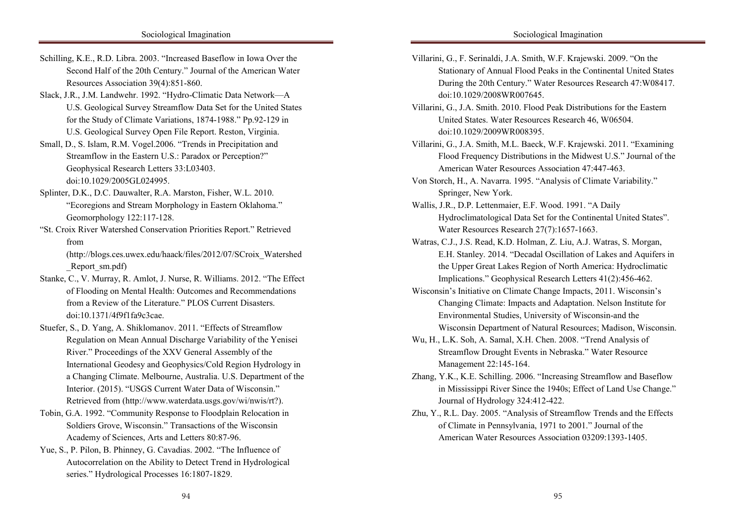Schilling, K.E., R.D. Libra. 2003. "Increased Baseflow in Iowa Over the Second Half of the 20th Century." Journal of the American Water Resources Association 39(4):851-860.

Slack, J.R., J.M. Landwehr. 1992. "Hydro-Climatic Data Network—A U.S. Geological Survey Streamflow Data Set for the United States for the Study of Climate Variations, 1874-1988." Pp.92-129 in U.S. Geological Survey Open File Report. Reston, Virginia.

Small, D., S. Islam, R.M. Vogel.2006. "Trends in Precipitation and Streamflow in the Eastern U.S.: Paradox or Perception?" Geophysical Research Letters 33:L03403. doi:10.1029/2005GL024995.

Splinter, D.K., D.C. Dauwalter, R.A. Marston, Fisher, W.L. 2010. "Ecoregions and Stream Morphology in Eastern Oklahoma." Geomorphology 122:117-128.

"St. Croix River Watershed Conservation Priorities Report." Retrieved from (http://blogs.ces.uwex.edu/haack/files/2012/07/SCroix_Watershed_Report_sm.pdf)

Stanke, C., V. Murray, R. Amlot, J. Nurse, R. Williams. 2012. "The Effect of Flooding on Mental Health: Outcomes and Recommendations from a Review of the Literature." PLOS Current Disasters. doi:10.1371/4f9f1fa9c3cae.

Stuefer, S., D. Yang, A. Shiklomanov. 2011. "Effects of Streamflow Regulation on Mean Annual Discharge Variability of the Yenisei River." Proceedings of the XXV General Assembly of the International Geodesy and Geophysics/Cold Region Hydrology in a Changing Climate. Melbourne, Australia. U.S. Department of the Interior. (2015). "USGS Current Water Data of Wisconsin." Retrieved from (http://www.waterdata.usgs.gov/wi/nwis/rt?).

Tobin, G.A. 1992. "Community Response to Floodplain Relocation in Soldiers Grove, Wisconsin." Transactions of the Wisconsin Academy of Sciences, Arts and Letters 80:87-96.

Yue, S., P. Pilon, B. Phinney, G. Cavadias. 2002. "The Influence of Autocorrelation on the Ability to Detect Trend in Hydrological series." Hydrological Processes 16:1807-1829.

Villarini, G., F. Serinaldi, J.A. Smith, W.F. Krajewski. 2009. "On the Stationary of Annual Flood Peaks in the Continental United States During the 20th Century." Water Resources Research 47:W08417. doi:10.1029/2008WR007645.

Villarini, G., J.A. Smith. 2010. Flood Peak Distributions for the Eastern United States. Water Resources Research 46, W06504. doi:10.1029/2009WR008395.

Villarini, G., J.A. Smith, M.L. Baeck, W.F. Krajewski. 2011. "Examining Flood Frequency Distributions in the Midwest U.S." Journal of the American Water Resources Association 47:447-463.

Von Storch, H., A. Navarra. 1995. "Analysis of Climate Variability." Springer, New York.

Wallis, J.R., D.P. Lettenmaier, E.F. Wood. 1991. "A Daily Hydroclimatological Data Set for the Continental United States". Water Resources Research 27(7):1657-1663.

Watras, C.J., J.S. Read, K.D. Holman, Z. Liu, A.J. Watras, S. Morgan, E.H. Stanley. 2014. "Decadal Oscillation of Lakes and Aquifers in the Upper Great Lakes Region of North America: Hydroclimatic Implications." Geophysical Research Letters 41(2):456-462.

Wisconsin's Initiative on Climate Change Impacts, 2011. Wisconsin's Changing Climate: Impacts and Adaptation. Nelson Institute for Environmental Studies, University of Wisconsin-and the Wisconsin Department of Natural Resources; Madison, Wisconsin.

Wu, H., L.K. Soh, A. Samal, X.H. Chen. 2008. "Trend Analysis of Streamflow Drought Events in Nebraska." Water Resource Management 22:145-164.

Zhang, Y.K., K.E. Schilling. 2006. "Increasing Streamflow and Baseflow in Mississippi River Since the 1940s; Effect of Land Use Change." Journal of Hydrology 324:412-422.

Zhu, Y., R.L. Day. 2005. "Analysis of Streamflow Trends and the Effects of Climate in Pennsylvania, 1971 to 2001." Journal of the American Water Resources Association 03209:1393-1405.